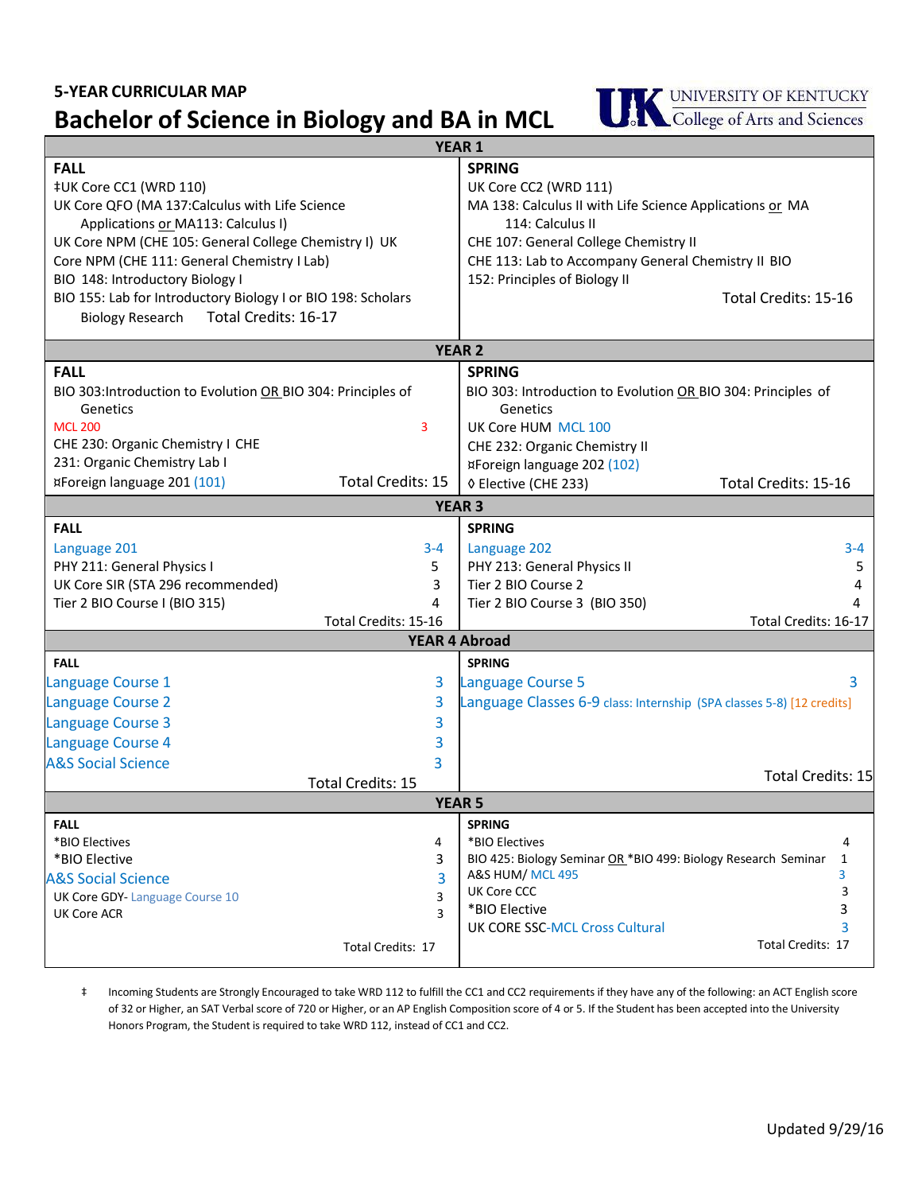5-YEAR CURRICULAR MAP

# Bachelor of Science in Biology and BA in MCL

UNIVERSITY OF KENTUCKY
College of Arts and Sciences

## YEAR 1

| FALL | SPRING |
|---|---|
| ‡UK Core CC1 (WRD 110) | UK Core CC2 (WRD 111) |
| UK Core QFO (MA 137:Calculus with Life Science Applications or MA113: Calculus I) | MA 138: Calculus II with Life Science Applications or MA 114: Calculus II |
| UK Core NPM (CHE 105: General College Chemistry I) | CHE 107: General College Chemistry II |
| UK Core NPM (CHE 111: General Chemistry I Lab) | CHE 113: Lab to Accompany General Chemistry II |
| BIO 148: Introductory Biology I | BIO 152: Principles of Biology II |
| BIO 155: Lab for Introductory Biology I or BIO 198: Scholars Biology Research | |
| Total Credits: 16-17 | Total Credits: 15-16 |

## YEAR 2

| FALL | | SPRING | |
|---|---|---|---|
| BIO 303:Introduction to Evolution OR BIO 304: Principles of Genetics | | BIO 303: Introduction to Evolution OR BIO 304: Principles of Genetics | |
| MCL 200 | 3 | UK Core HUM MCL 100 | |
| CHE 230: Organic Chemistry I | | CHE 232: Organic Chemistry II | |
| CHE 231: Organic Chemistry Lab I | | ¤Foreign language 202 (102) | |
| ¤Foreign language 201 (101) | | ◊ Elective (CHE 233) | |
| Total Credits: 15 | | Total Credits: 15-16 | |

## YEAR 3

| FALL | | SPRING | |
|---|---|---|---|
| Language 201 | 3-4 | Language 202 | 3-4 |
| PHY 211: General Physics I | 5 | PHY 213: General Physics II | 5 |
| UK Core SIR (STA 296 recommended) | 3 | Tier 2 BIO Course 2 | 4 |
| Tier 2 BIO Course I (BIO 315) | 4 | Tier 2 BIO Course 3 (BIO 350) | 4 |
| Total Credits: 15-16 | | Total Credits: 16-17 | |

## YEAR 4 Abroad

| FALL | | SPRING | |
|---|---|---|---|
| Language Course 1 | 3 | Language Course 5 | 3 |
| Language Course 2 | 3 | Language Classes 6-9 class: Internship (SPA classes 5-8) [12 credits] | |
| Language Course 3 | 3 | | |
| Language Course 4 | 3 | | |
| A&S Social Science | 3 | | |
| Total Credits: 15 | | Total Credits: 15 | |

## YEAR 5

| FALL | | SPRING | |
|---|---|---|---|
| *BIO Electives | 4 | *BIO Electives | 4 |
| *BIO Elective | 3 | BIO 425: Biology Seminar OR *BIO 499: Biology Research Seminar | 1 |
| A&S Social Science | 3 | A&S HUM/ MCL 495 | 3 |
| UK Core GDY- Language Course 10 | 3 | UK Core CCC | 3 |
| UK Core ACR | 3 | *BIO Elective | 3 |
| | | UK CORE SSC-MCL Cross Cultural | 3 |
| Total Credits: 17 | | Total Credits: 17 | |

‡ Incoming Students are Strongly Encouraged to take WRD 112 to fulfill the CC1 and CC2 requirements if they have any of the following: an ACT English score of 32 or Higher, an SAT Verbal score of 720 or Higher, or an AP English Composition score of 4 or 5. If the Student has been accepted into the University Honors Program, the Student is required to take WRD 112, instead of CC1 and CC2.

Updated 9/29/16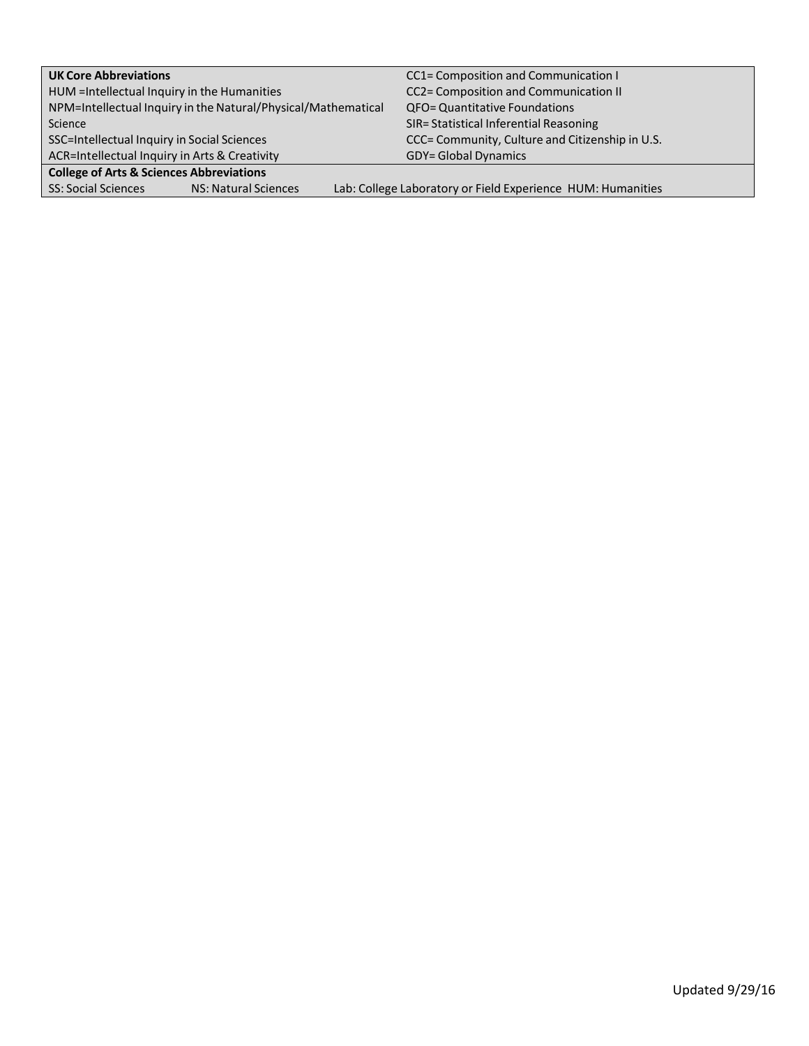| | |
|---|---|
| **UK Core Abbreviations** | CC1= Composition and Communication I |
| HUM =Intellectual Inquiry in the Humanities | CC2= Composition and Communication II |
| NPM=Intellectual Inquiry in the Natural/Physical/Mathematical Science | QFO= Quantitative Foundations |
| | SIR= Statistical Inferential Reasoning |
| SSC=Intellectual Inquiry in Social Sciences | CCC= Community, Culture and Citizenship in U.S. |
| ACR=Intellectual Inquiry in Arts & Creativity | GDY= Global Dynamics |
| **College of Arts & Sciences Abbreviations** | |
| SS: Social Sciences NS: Natural Sciences | Lab: College Laboratory or Field Experience HUM: Humanities |

Updated 9/29/16